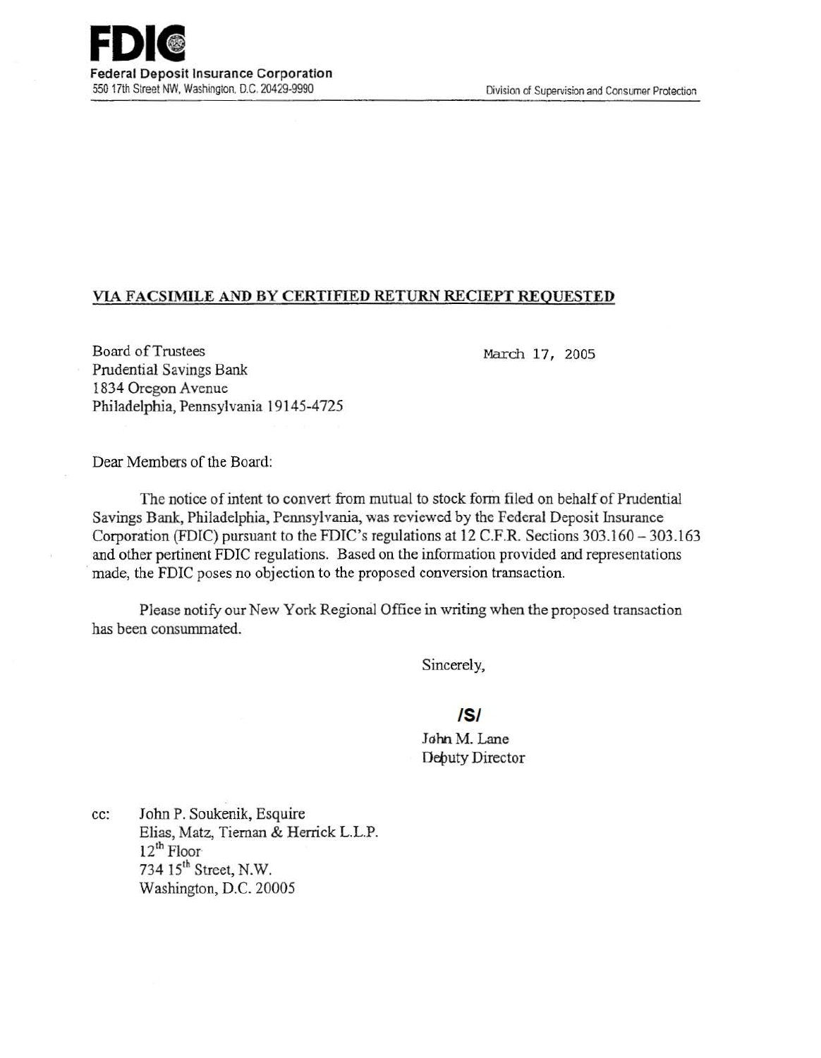**FDIC**
**Federal Deposit Insurance Corporation**
550 17th Street NW, Washington, D.C. 20429-9990

Division of Supervision and Consumer Protection

**VIA FACSIMILE AND BY CERTIFIED RETURN RECIEPT REQUESTED**

Board of Trustees
Prudential Savings Bank
1834 Oregon Avenue
Philadelphia, Pennsylvania 19145-4725

March 17, 2005

Dear Members of the Board:

The notice of intent to convert from mutual to stock form filed on behalf of Prudential Savings Bank, Philadelphia, Pennsylvania, was reviewed by the Federal Deposit Insurance Corporation (FDIC) pursuant to the FDIC's regulations at 12 C.F.R. Sections 303.160 – 303.163 and other pertinent FDIC regulations. Based on the information provided and representations made, the FDIC poses no objection to the proposed conversion transaction.

Please notify our New York Regional Office in writing when the proposed transaction has been consummated.

Sincerely,

/S/

John M. Lane
Deputy Director

cc: John P. Soukenik, Esquire
Elias, Matz, Tiernan & Herrick L.L.P.
12th Floor
734 15th Street, N.W.
Washington, D.C. 20005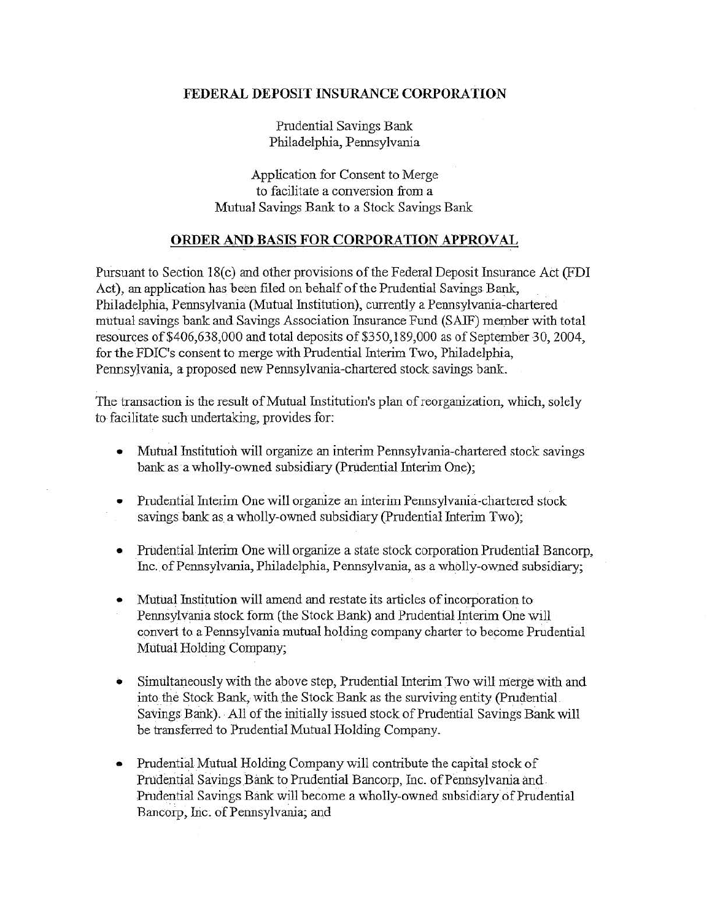**FEDERAL DEPOSIT INSURANCE CORPORATION**

Prudential Savings Bank
Philadelphia, Pennsylvania

Application for Consent to Merge
to facilitate a conversion from a
Mutual Savings Bank to a Stock Savings Bank

**ORDER AND BASIS FOR CORPORATION APPROVAL**

Pursuant to Section 18(c) and other provisions of the Federal Deposit Insurance Act (FDI Act), an application has been filed on behalf of the Prudential Savings Bank, Philadelphia, Pennsylvania (Mutual Institution), currently a Pennsylvania-chartered mutual savings bank and Savings Association Insurance Fund (SAIF) member with total resources of $406,638,000 and total deposits of $350,189,000 as of September 30, 2004, for the FDIC's consent to merge with Prudential Interim Two, Philadelphia, Pennsylvania, a proposed new Pennsylvania-chartered stock savings bank.

The transaction is the result of Mutual Institution's plan of reorganization, which, solely to facilitate such undertaking, provides for:

- Mutual Institution will organize an interim Pennsylvania-chartered stock savings bank as a wholly-owned subsidiary (Prudential Interim One);
- Prudential Interim One will organize an interim Pennsylvania-chartered stock savings bank as a wholly-owned subsidiary (Prudential Interim Two);
- Prudential Interim One will organize a state stock corporation Prudential Bancorp, Inc. of Pennsylvania, Philadelphia, Pennsylvania, as a wholly-owned subsidiary;
- Mutual Institution will amend and restate its articles of incorporation to Pennsylvania stock form (the Stock Bank) and Prudential Interim One will convert to a Pennsylvania mutual holding company charter to become Prudential Mutual Holding Company;
- Simultaneously with the above step, Prudential Interim Two will merge with and into the Stock Bank, with the Stock Bank as the surviving entity (Prudential Savings Bank). All of the initially issued stock of Prudential Savings Bank will be transferred to Prudential Mutual Holding Company.
- Prudential Mutual Holding Company will contribute the capital stock of Prudential Savings Bank to Prudential Bancorp, Inc. of Pennsylvania and Prudential Savings Bank will become a wholly-owned subsidiary of Prudential Bancorp, Inc. of Pennsylvania; and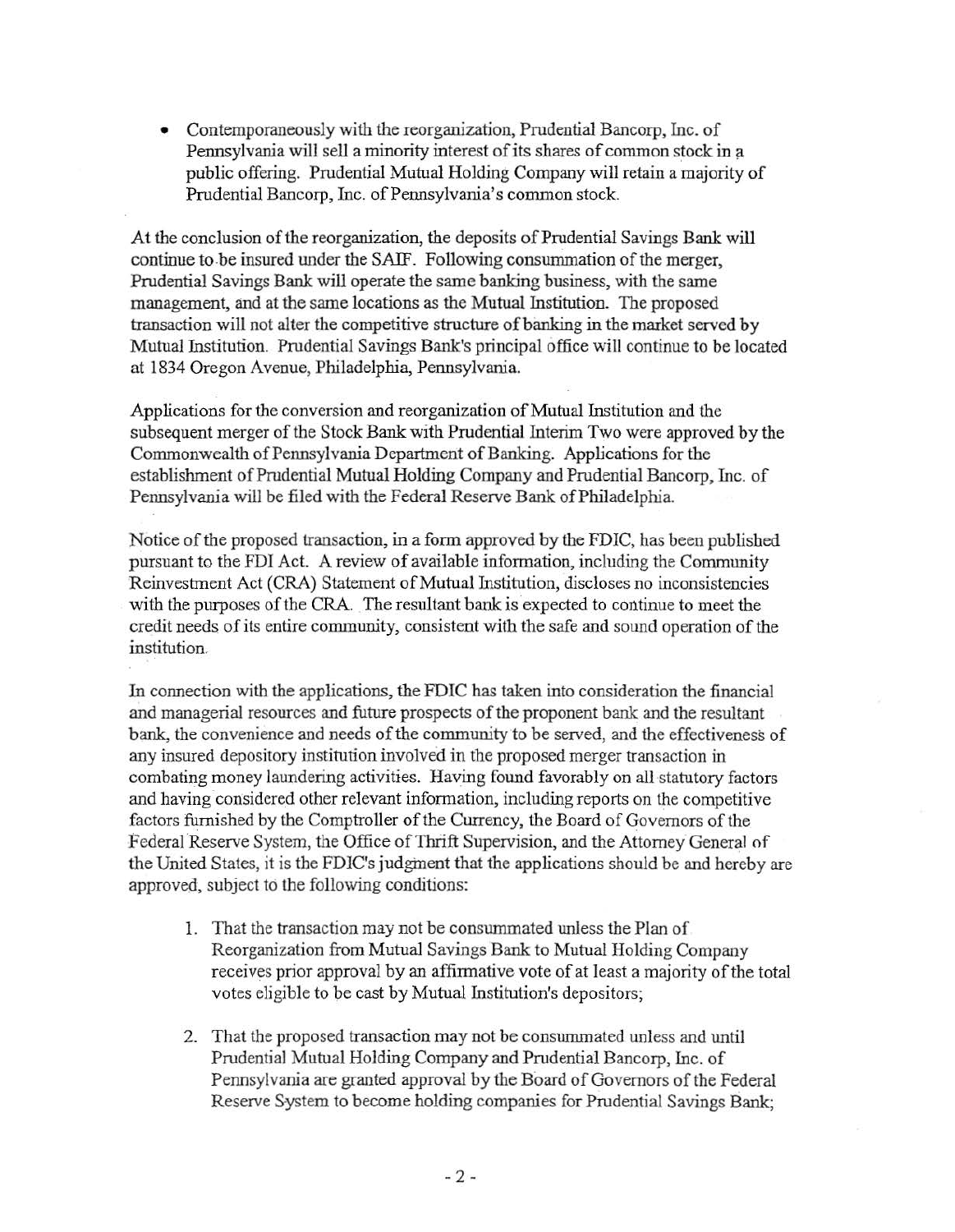- Contemporaneously with the reorganization, Prudential Bancorp, Inc. of Pennsylvania will sell a minority interest of its shares of common stock in a public offering. Prudential Mutual Holding Company will retain a majority of Prudential Bancorp, Inc. of Pennsylvania's common stock.

At the conclusion of the reorganization, the deposits of Prudential Savings Bank will continue to be insured under the SAIF. Following consummation of the merger, Prudential Savings Bank will operate the same banking business, with the same management, and at the same locations as the Mutual Institution. The proposed transaction will not alter the competitive structure of banking in the market served by Mutual Institution. Prudential Savings Bank's principal office will continue to be located at 1834 Oregon Avenue, Philadelphia, Pennsylvania.

Applications for the conversion and reorganization of Mutual Institution and the subsequent merger of the Stock Bank with Prudential Interim Two were approved by the Commonwealth of Pennsylvania Department of Banking. Applications for the establishment of Prudential Mutual Holding Company and Prudential Bancorp, Inc. of Pennsylvania will be filed with the Federal Reserve Bank of Philadelphia.

Notice of the proposed transaction, in a form approved by the FDIC, has been published pursuant to the FDI Act. A review of available information, including the Community Reinvestment Act (CRA) Statement of Mutual Institution, discloses no inconsistencies with the purposes of the CRA. The resultant bank is expected to continue to meet the credit needs of its entire community, consistent with the safe and sound operation of the institution.

In connection with the applications, the FDIC has taken into consideration the financial and managerial resources and future prospects of the proponent bank and the resultant bank, the convenience and needs of the community to be served, and the effectiveness of any insured depository institution involved in the proposed merger transaction in combating money laundering activities. Having found favorably on all statutory factors and having considered other relevant information, including reports on the competitive factors furnished by the Comptroller of the Currency, the Board of Governors of the Federal Reserve System, the Office of Thrift Supervision, and the Attorney General of the United States, it is the FDIC's judgment that the applications should be and hereby are approved, subject to the following conditions:

1. That the transaction may not be consummated unless the Plan of Reorganization from Mutual Savings Bank to Mutual Holding Company receives prior approval by an affirmative vote of at least a majority of the total votes eligible to be cast by Mutual Institution's depositors;

2. That the proposed transaction may not be consummated unless and until Prudential Mutual Holding Company and Prudential Bancorp, Inc. of Pennsylvania are granted approval by the Board of Governors of the Federal Reserve System to become holding companies for Prudential Savings Bank;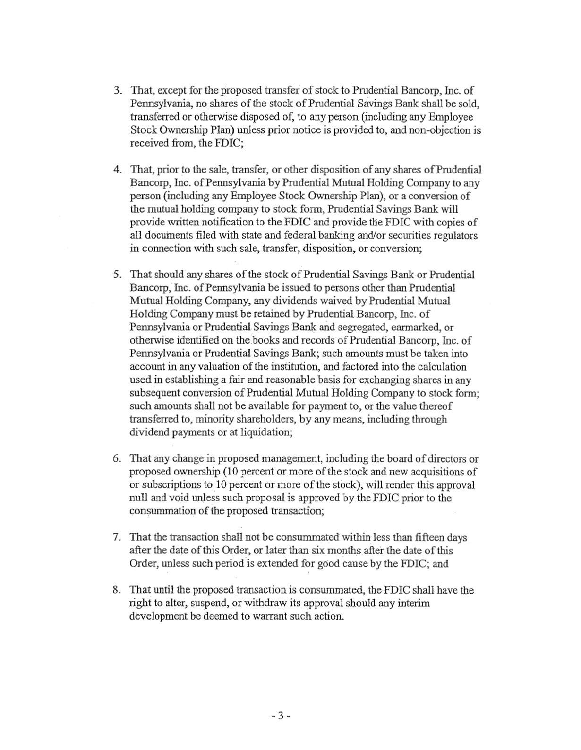3. That, except for the proposed transfer of stock to Prudential Bancorp, Inc. of Pennsylvania, no shares of the stock of Prudential Savings Bank shall be sold, transferred or otherwise disposed of, to any person (including any Employee Stock Ownership Plan) unless prior notice is provided to, and non-objection is received from, the FDIC;

4. That, prior to the sale, transfer, or other disposition of any shares of Prudential Bancorp, Inc. of Pennsylvania by Prudential Mutual Holding Company to any person (including any Employee Stock Ownership Plan), or a conversion of the mutual holding company to stock form, Prudential Savings Bank will provide written notification to the FDIC and provide the FDIC with copies of all documents filed with state and federal banking and/or securities regulators in connection with such sale, transfer, disposition, or conversion;

5. That should any shares of the stock of Prudential Savings Bank or Prudential Bancorp, Inc. of Pennsylvania be issued to persons other than Prudential Mutual Holding Company, any dividends waived by Prudential Mutual Holding Company must be retained by Prudential Bancorp, Inc. of Pennsylvania or Prudential Savings Bank and segregated, earmarked, or otherwise identified on the books and records of Prudential Bancorp, Inc. of Pennsylvania or Prudential Savings Bank; such amounts must be taken into account in any valuation of the institution, and factored into the calculation used in establishing a fair and reasonable basis for exchanging shares in any subsequent conversion of Prudential Mutual Holding Company to stock form; such amounts shall not be available for payment to, or the value thereof transferred to, minority shareholders, by any means, including through dividend payments or at liquidation;

6. That any change in proposed management, including the board of directors or proposed ownership (10 percent or more of the stock and new acquisitions of or subscriptions to 10 percent or more of the stock), will render this approval null and void unless such proposal is approved by the FDIC prior to the consummation of the proposed transaction;

7. That the transaction shall not be consummated within less than fifteen days after the date of this Order, or later than six months after the date of this Order, unless such period is extended for good cause by the FDIC; and

8. That until the proposed transaction is consummated, the FDIC shall have the right to alter, suspend, or withdraw its approval should any interim development be deemed to warrant such action.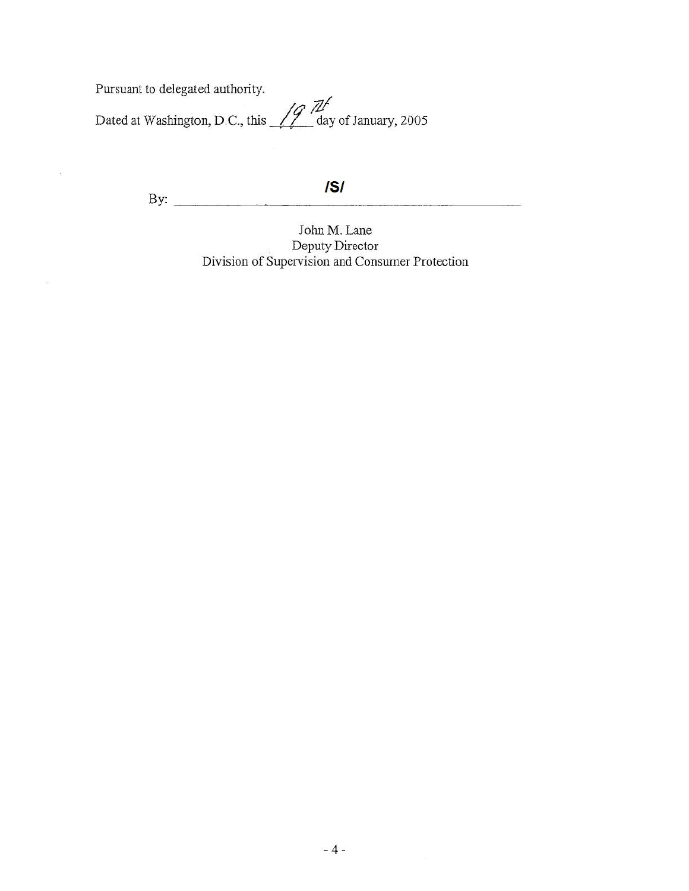Pursuant to delegated authority.

Dated at Washington, D.C., this 19th day of January, 2005

By: /S/

John M. Lane
Deputy Director
Division of Supervision and Consumer Protection